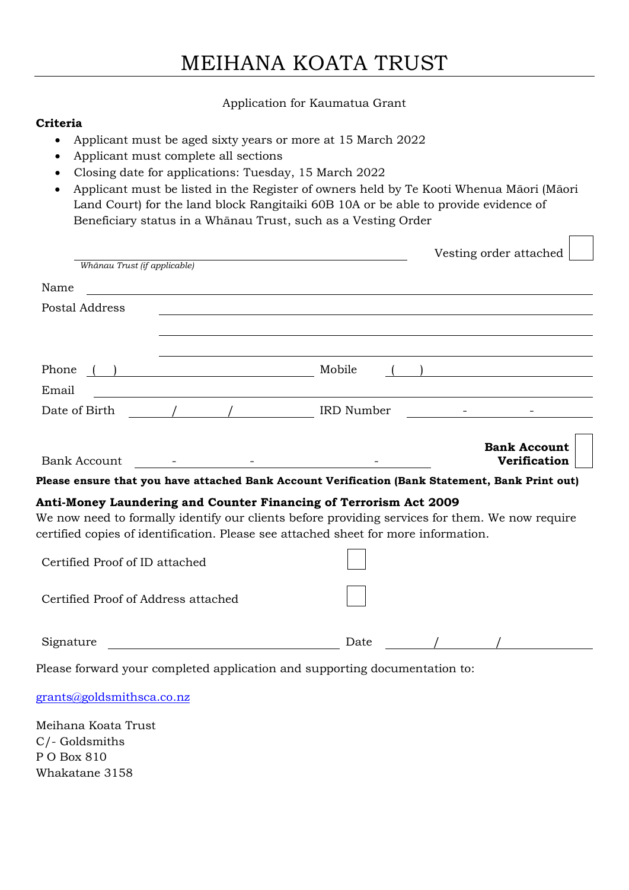# MEIHANA KOATA TRUST

Application for Kaumatua Grant

**Criteria**

- Applicant must be aged sixty years or more at 15 March 2022
- Applicant must complete all sections
- Closing date for applications: Tuesday, 15 March 2022
- Applicant must be listed in the Register of owners held by Te Kooti Whenua Māori (Māori Land Court) for the land block Rangitaiki 60B 10A or be able to provide evidence of Beneficiary status in a Whānau Trust, such as a Vesting Order

______________________________ Vesting order attached ☐
*Whānau Trust (if applicable)*

Name ______________________________

Postal Address ______________________________

______________________________

______________________________

Phone ( ) ______________ Mobile ( ) ______________

Email ______________________________

Date of Birth ____/____/____ IRD Number ____-____-____

Bank Account ____-____-____-____ **Bank Account Verification** ☐

**Please ensure that you have attached Bank Account Verification (Bank Statement, Bank Print out)**

**Anti-Money Laundering and Counter Financing of Terrorism Act 2009**

We now need to formally identify our clients before providing services for them. We now require certified copies of identification. Please see attached sheet for more information.

Certified Proof of ID attached ☐

Certified Proof of Address attached ☐

Signature ______________________________ Date ____/____/____

Please forward your completed application and supporting documentation to:

grants@goldsmithsca.co.nz

Meihana Koata Trust
C/- Goldsmiths
P O Box 810
Whakatane 3158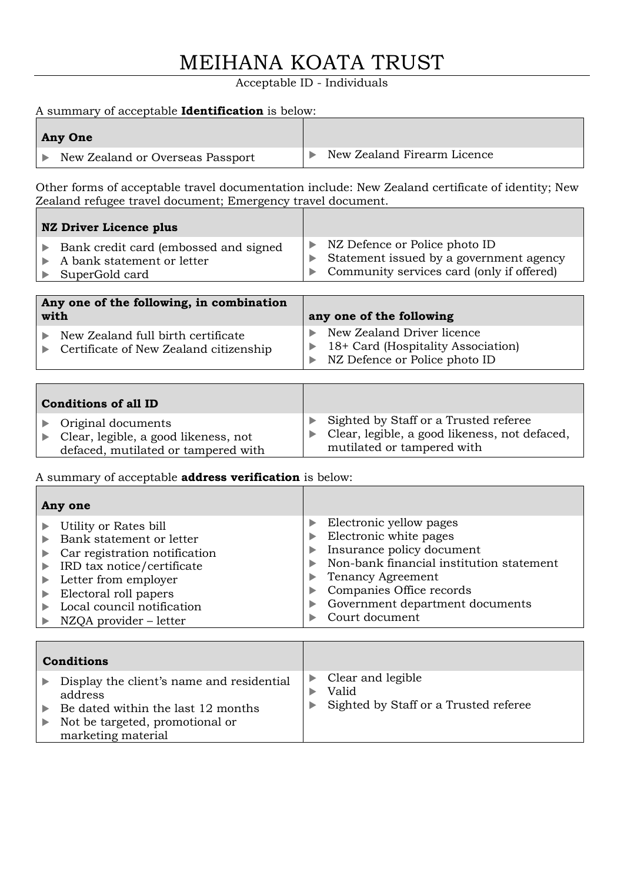# MEIHANA KOATA TRUST

Acceptable ID - Individuals

A summary of acceptable **Identification** is below:

| **Any One** | |
|---|---|
| New Zealand or Overseas Passport | New Zealand Firearm Licence |

Other forms of acceptable travel documentation include: New Zealand certificate of identity; New Zealand refugee travel document; Emergency travel document.

| **NZ Driver Licence plus** | |
|---|---|
| Bank credit card (embossed and signed<br>A bank statement or letter<br>SuperGold card | NZ Defence or Police photo ID<br>Statement issued by a government agency<br>Community services card (only if offered) |

| **Any one of the following, in combination with** | **any one of the following** |
|---|---|
| New Zealand full birth certificate<br>Certificate of New Zealand citizenship | New Zealand Driver licence<br>18+ Card (Hospitality Association)<br>NZ Defence or Police photo ID |

| **Conditions of all ID** | |
|---|---|
| Original documents<br>Clear, legible, a good likeness, not defaced, mutilated or tampered with | Sighted by Staff or a Trusted referee<br>Clear, legible, a good likeness, not defaced, mutilated or tampered with |

A summary of acceptable **address verification** is below:

| **Any one** | |
|---|---|
| Utility or Rates bill<br>Bank statement or letter<br>Car registration notification<br>IRD tax notice/certificate<br>Letter from employer<br>Electoral roll papers<br>Local council notification<br>NZQA provider – letter | Electronic yellow pages<br>Electronic white pages<br>Insurance policy document<br>Non-bank financial institution statement<br>Tenancy Agreement<br>Companies Office records<br>Government department documents<br>Court document |

| **Conditions** | |
|---|---|
| Display the client's name and residential address<br>Be dated within the last 12 months<br>Not be targeted, promotional or marketing material | Clear and legible<br>Valid<br>Sighted by Staff or a Trusted referee |